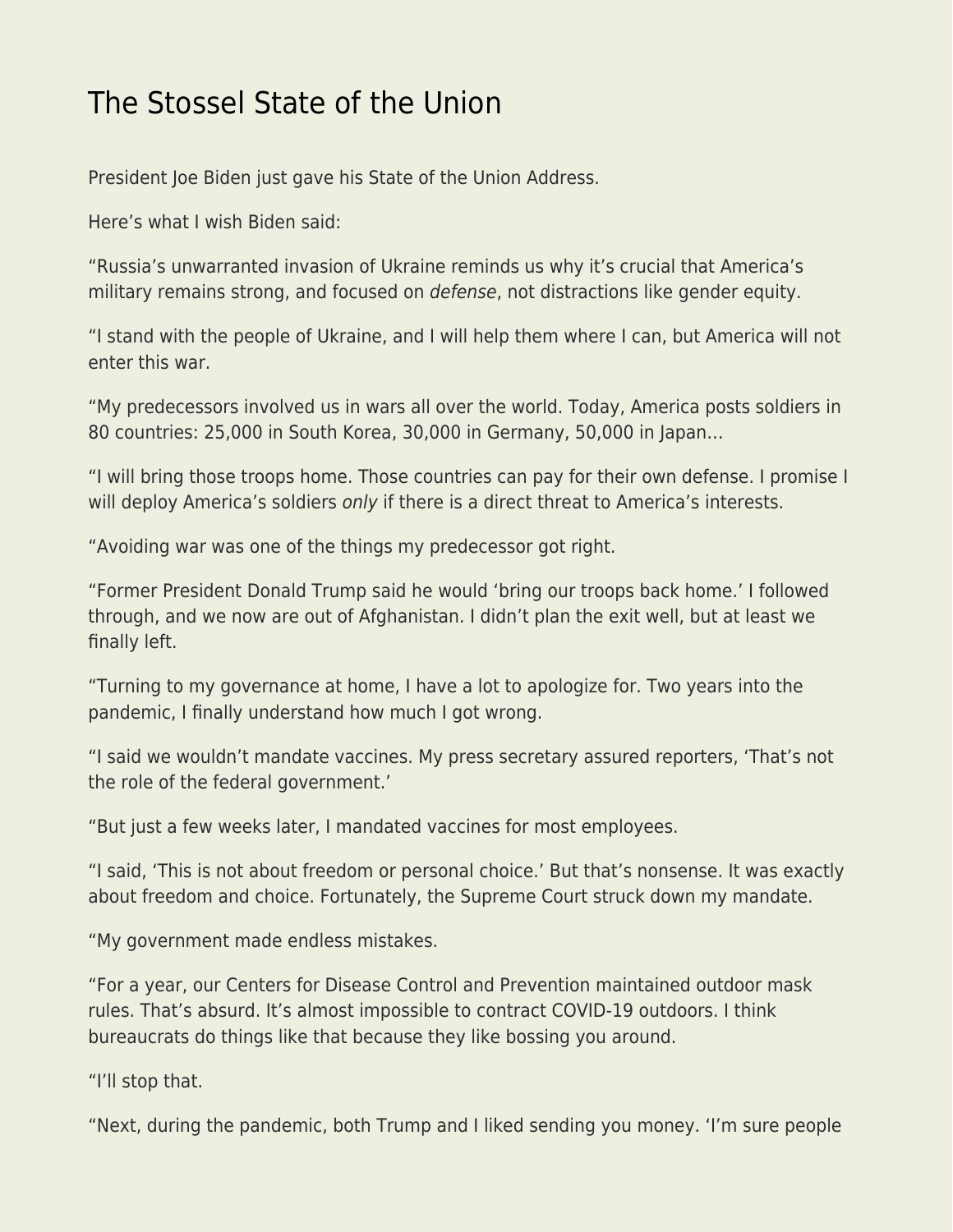# The Stossel State of the Union

President Joe Biden just gave his State of the Union Address.

Here's what I wish Biden said:

"Russia's unwarranted invasion of Ukraine reminds us why it's crucial that America's military remains strong, and focused on *defense*, not distractions like gender equity.

"I stand with the people of Ukraine, and I will help them where I can, but America will not enter this war.

"My predecessors involved us in wars all over the world. Today, America posts soldiers in 80 countries: 25,000 in South Korea, 30,000 in Germany, 50,000 in Japan…

"I will bring those troops home. Those countries can pay for their own defense. I promise I will deploy America's soldiers *only* if there is a direct threat to America's interests.

"Avoiding war was one of the things my predecessor got right.

"Former President Donald Trump said he would 'bring our troops back home.' I followed through, and we now are out of Afghanistan. I didn't plan the exit well, but at least we finally left.

"Turning to my governance at home, I have a lot to apologize for. Two years into the pandemic, I finally understand how much I got wrong.

"I said we wouldn't mandate vaccines. My press secretary assured reporters, 'That's not the role of the federal government.'

"But just a few weeks later, I mandated vaccines for most employees.

"I said, 'This is not about freedom or personal choice.' But that's nonsense. It was exactly about freedom and choice. Fortunately, the Supreme Court struck down my mandate.

"My government made endless mistakes.

"For a year, our Centers for Disease Control and Prevention maintained outdoor mask rules. That's absurd. It's almost impossible to contract COVID-19 outdoors. I think bureaucrats do things like that because they like bossing you around.

"I'll stop that.

"Next, during the pandemic, both Trump and I liked sending you money. 'I'm sure people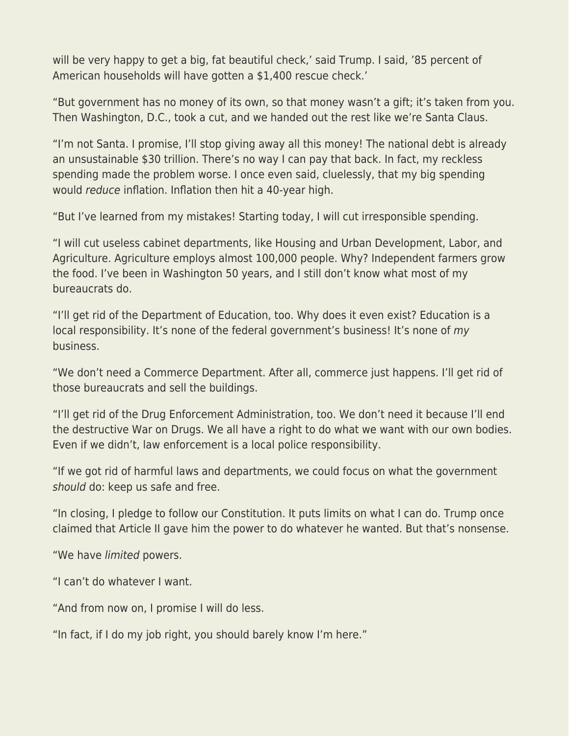will be very happy to get a big, fat beautiful check,' said Trump. I said, '85 percent of American households will have gotten a $1,400 rescue check.'

"But government has no money of its own, so that money wasn't a gift; it's taken from you. Then Washington, D.C., took a cut, and we handed out the rest like we're Santa Claus.

"I'm not Santa. I promise, I'll stop giving away all this money! The national debt is already an unsustainable $30 trillion. There's no way I can pay that back. In fact, my reckless spending made the problem worse. I once even said, cluelessly, that my big spending would *reduce* inflation. Inflation then hit a 40-year high.

"But I've learned from my mistakes! Starting today, I will cut irresponsible spending.

"I will cut useless cabinet departments, like Housing and Urban Development, Labor, and Agriculture. Agriculture employs almost 100,000 people. Why? Independent farmers grow the food. I've been in Washington 50 years, and I still don't know what most of my bureaucrats do.

"I'll get rid of the Department of Education, too. Why does it even exist? Education is a local responsibility. It's none of the federal government's business! It's none of *my* business.

"We don't need a Commerce Department. After all, commerce just happens. I'll get rid of those bureaucrats and sell the buildings.

"I'll get rid of the Drug Enforcement Administration, too. We don't need it because I'll end the destructive War on Drugs. We all have a right to do what we want with our own bodies. Even if we didn't, law enforcement is a local police responsibility.

"If we got rid of harmful laws and departments, we could focus on what the government *should* do: keep us safe and free.

"In closing, I pledge to follow our Constitution. It puts limits on what I can do. Trump once claimed that Article II gave him the power to do whatever he wanted. But that's nonsense.

"We have *limited* powers.

"I can't do whatever I want.

"And from now on, I promise I will do less.

"In fact, if I do my job right, you should barely know I'm here."